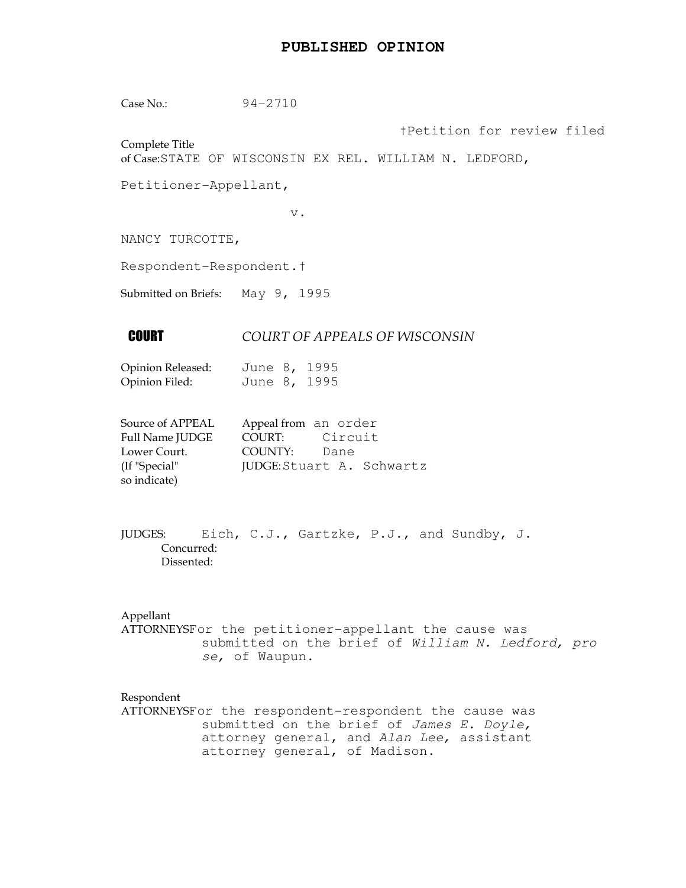# PUBLISHED OPINION

Case No.: 94-2710

†Petition for review filed

Complete Title of Case: STATE OF WISCONSIN EX REL. WILLIAM N. LEDFORD,

Petitioner-Appellant,

v.

NANCY TURCOTTE,

Respondent-Respondent.†

Submitted on Briefs: May 9, 1995

**COURT** *COURT OF APPEALS OF WISCONSIN*

Opinion Released: June 8, 1995
Opinion Filed: June 8, 1995

Source of APPEAL: Appeal from an order
Full Name JUDGE: COURT: Circuit
Lower Court.: COUNTY: Dane
(If "Special" so indicate): JUDGE: Stuart A. Schwartz

JUDGES: Eich, C.J., Gartzke, P.J., and Sundby, J.
Concurred:
Dissented:

Appellant
ATTORNEYS: For the petitioner-appellant the cause was submitted on the brief of *William N. Ledford, pro se,* of Waupun.

Respondent
ATTORNEYS: For the respondent-respondent the cause was submitted on the brief of *James E. Doyle,* attorney general, and *Alan Lee,* assistant attorney general, of Madison.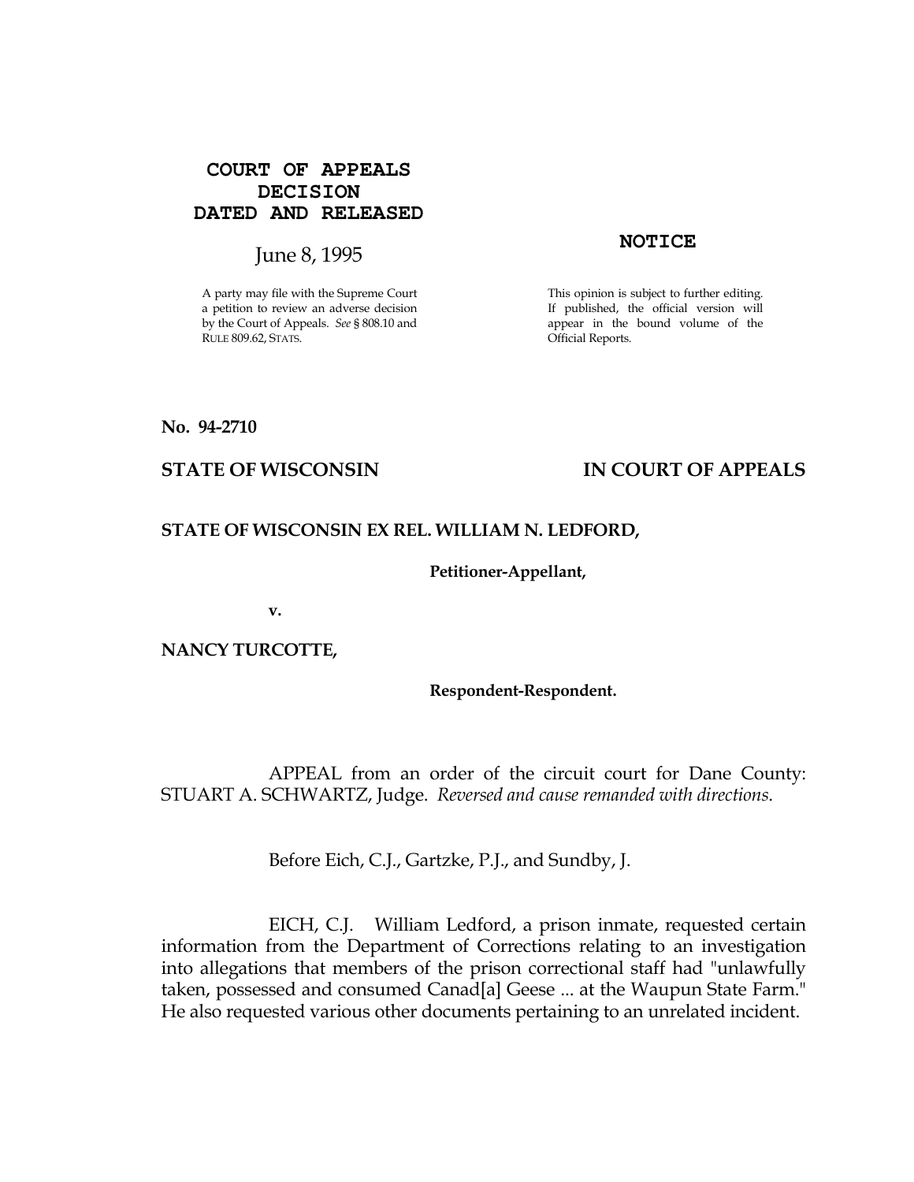**COURT OF APPEALS DECISION DATED AND RELEASED**

June 8, 1995

A party may file with the Supreme Court a petition to review an adverse decision by the Court of Appeals. *See* § 808.10 and RULE 809.62, STATS.

**NOTICE**

This opinion is subject to further editing. If published, the official version will appear in the bound volume of the Official Reports.

**No. 94-2710**

**STATE OF WISCONSIN** **IN COURT OF APPEALS**

**STATE OF WISCONSIN EX REL. WILLIAM N. LEDFORD,**

**Petitioner-Appellant,**

**v.**

**NANCY TURCOTTE,**

**Respondent-Respondent.**

APPEAL from an order of the circuit court for Dane County: STUART A. SCHWARTZ, Judge. *Reversed and cause remanded with directions*.

Before Eich, C.J., Gartzke, P.J., and Sundby, J.

EICH, C.J. William Ledford, a prison inmate, requested certain information from the Department of Corrections relating to an investigation into allegations that members of the prison correctional staff had "unlawfully taken, possessed and consumed Canad[a] Geese ... at the Waupun State Farm." He also requested various other documents pertaining to an unrelated incident.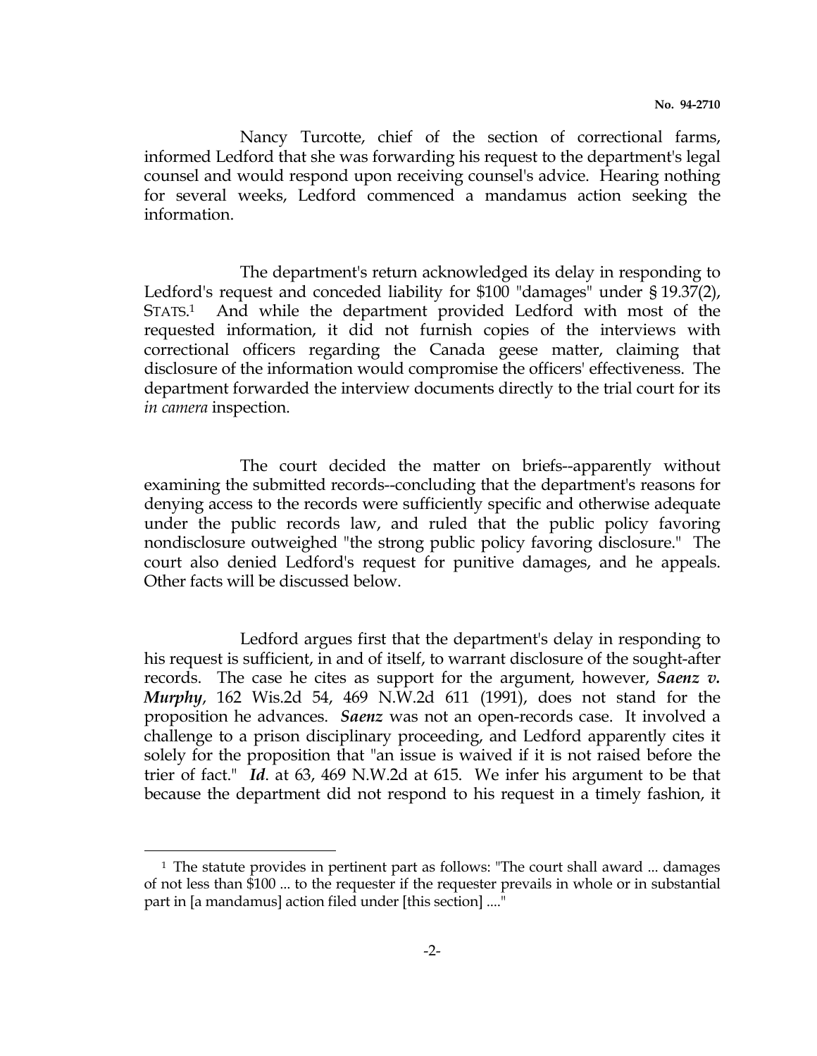Nancy Turcotte, chief of the section of correctional farms, informed Ledford that she was forwarding his request to the department's legal counsel and would respond upon receiving counsel's advice. Hearing nothing for several weeks, Ledford commenced a mandamus action seeking the information.

The department's return acknowledged its delay in responding to Ledford's request and conceded liability for $100 "damages" under § 19.37(2), STATS.[1] And while the department provided Ledford with most of the requested information, it did not furnish copies of the interviews with correctional officers regarding the Canada geese matter, claiming that disclosure of the information would compromise the officers' effectiveness. The department forwarded the interview documents directly to the trial court for its *in camera* inspection.

The court decided the matter on briefs--apparently without examining the submitted records--concluding that the department's reasons for denying access to the records were sufficiently specific and otherwise adequate under the public records law, and ruled that the public policy favoring nondisclosure outweighed "the strong public policy favoring disclosure." The court also denied Ledford's request for punitive damages, and he appeals. Other facts will be discussed below.

Ledford argues first that the department's delay in responding to his request is sufficient, in and of itself, to warrant disclosure of the sought-after records. The case he cites as support for the argument, however, ***Saenz v. Murphy***, 162 Wis.2d 54, 469 N.W.2d 611 (1991), does not stand for the proposition he advances. ***Saenz*** was not an open-records case. It involved a challenge to a prison disciplinary proceeding, and Ledford apparently cites it solely for the proposition that "an issue is waived if it is not raised before the trier of fact." ***Id***. at 63, 469 N.W.2d at 615. We infer his argument to be that because the department did not respond to his request in a timely fashion, it

---

[1] The statute provides in pertinent part as follows: "The court shall award ... damages of not less than $100 ... to the requester if the requester prevails in whole or in substantial part in [a mandamus] action filed under [this section] ...."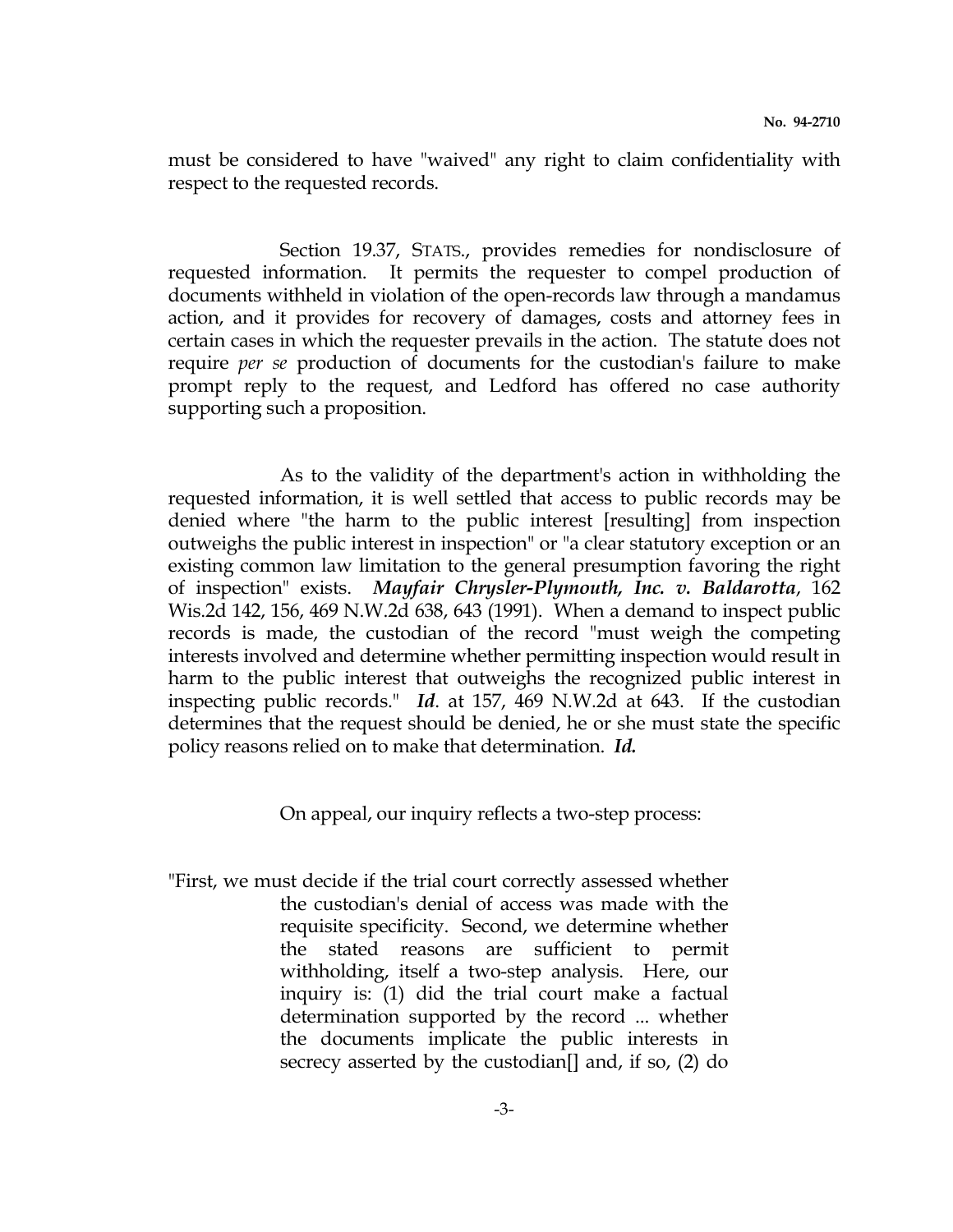must be considered to have "waived" any right to claim confidentiality with respect to the requested records.

Section 19.37, STATS., provides remedies for nondisclosure of requested information. It permits the requester to compel production of documents withheld in violation of the open-records law through a mandamus action, and it provides for recovery of damages, costs and attorney fees in certain cases in which the requester prevails in the action. The statute does not require *per se* production of documents for the custodian's failure to make prompt reply to the request, and Ledford has offered no case authority supporting such a proposition.

As to the validity of the department's action in withholding the requested information, it is well settled that access to public records may be denied where "the harm to the public interest [resulting] from inspection outweighs the public interest in inspection" or "a clear statutory exception or an existing common law limitation to the general presumption favoring the right of inspection" exists. ***Mayfair Chrysler-Plymouth, Inc. v. Baldarotta***, 162 Wis.2d 142, 156, 469 N.W.2d 638, 643 (1991). When a demand to inspect public records is made, the custodian of the record "must weigh the competing interests involved and determine whether permitting inspection would result in harm to the public interest that outweighs the recognized public interest in inspecting public records." ***Id***. at 157, 469 N.W.2d at 643. If the custodian determines that the request should be denied, he or she must state the specific policy reasons relied on to make that determination. ***Id.***

On appeal, our inquiry reflects a two-step process:

> "First, we must decide if the trial court correctly assessed whether the custodian's denial of access was made with the requisite specificity. Second, we determine whether the stated reasons are sufficient to permit withholding, itself a two-step analysis. Here, our inquiry is: (1) did the trial court make a factual determination supported by the record ... whether the documents implicate the public interests in secrecy asserted by the custodian[] and, if so, (2) do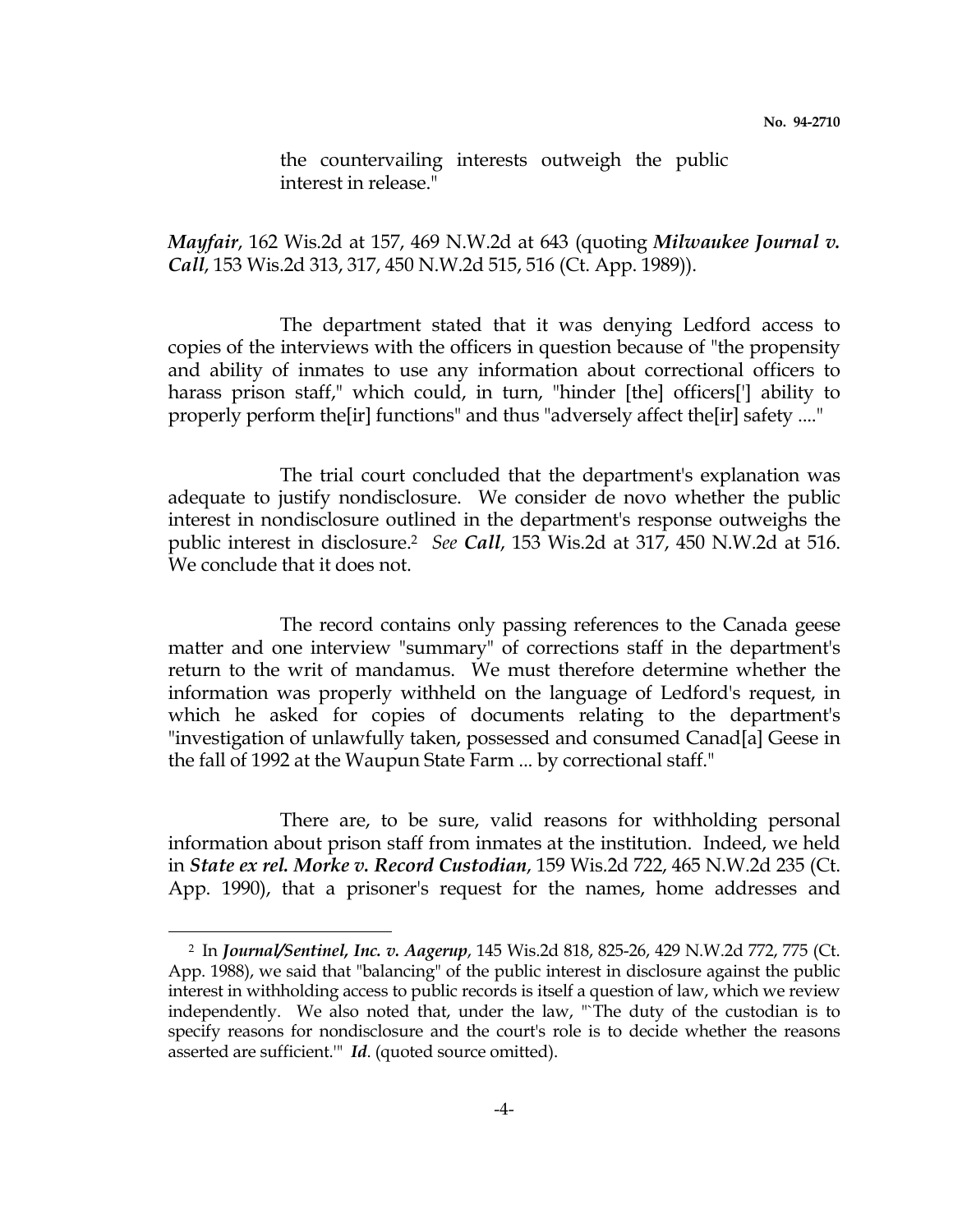the countervailing interests outweigh the public interest in release."

***Mayfair***, 162 Wis.2d at 157, 469 N.W.2d at 643 (quoting ***Milwaukee Journal v. Call***, 153 Wis.2d 313, 317, 450 N.W.2d 515, 516 (Ct. App. 1989)).

The department stated that it was denying Ledford access to copies of the interviews with the officers in question because of "the propensity and ability of inmates to use any information about correctional officers to harass prison staff," which could, in turn, "hinder [the] officers['] ability to properly perform the[ir] functions" and thus "adversely affect the[ir] safety ...."

The trial court concluded that the department's explanation was adequate to justify nondisclosure. We consider de novo whether the public interest in nondisclosure outlined in the department's response outweighs the public interest in disclosure.[2] *See* ***Call***, 153 Wis.2d at 317, 450 N.W.2d at 516. We conclude that it does not.

The record contains only passing references to the Canada geese matter and one interview "summary" of corrections staff in the department's return to the writ of mandamus. We must therefore determine whether the information was properly withheld on the language of Ledford's request, in which he asked for copies of documents relating to the department's "investigation of unlawfully taken, possessed and consumed Canad[a] Geese in the fall of 1992 at the Waupun State Farm ... by correctional staff."

There are, to be sure, valid reasons for withholding personal information about prison staff from inmates at the institution. Indeed, we held in ***State ex rel. Morke v. Record Custodian***, 159 Wis.2d 722, 465 N.W.2d 235 (Ct. App. 1990), that a prisoner's request for the names, home addresses and

---

[2] In ***Journal/Sentinel, Inc. v. Aagerup***, 145 Wis.2d 818, 825-26, 429 N.W.2d 772, 775 (Ct. App. 1988), we said that "balancing" of the public interest in disclosure against the public interest in withholding access to public records is itself a question of law, which we review independently. We also noted that, under the law, "`The duty of the custodian is to specify reasons for nondisclosure and the court's role is to decide whether the reasons asserted are sufficient.'" ***Id***. (quoted source omitted).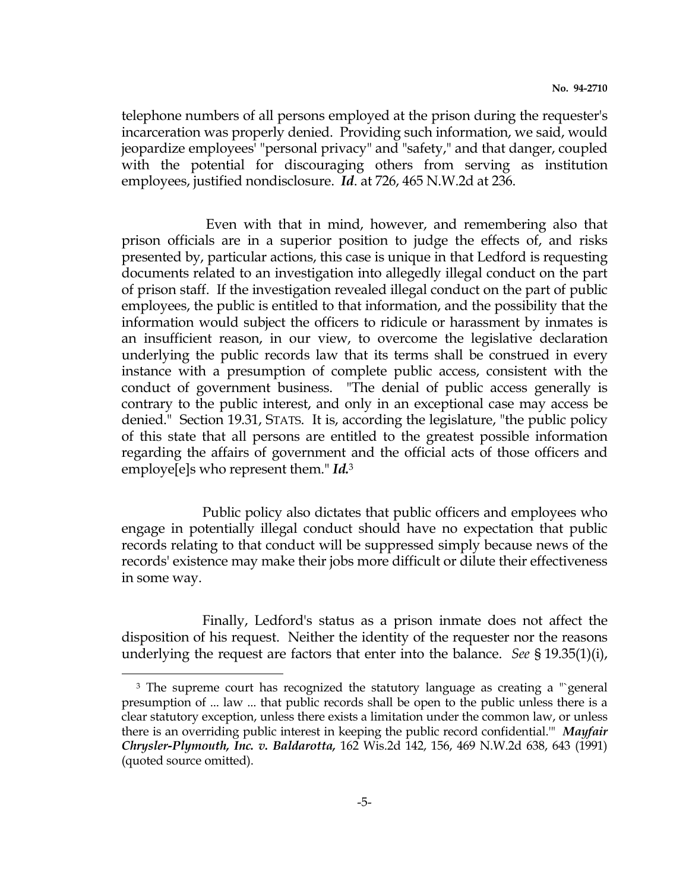telephone numbers of all persons employed at the prison during the requester's incarceration was properly denied. Providing such information, we said, would jeopardize employees' "personal privacy" and "safety," and that danger, coupled with the potential for discouraging others from serving as institution employees, justified nondisclosure. ***Id***. at 726, 465 N.W.2d at 236.

Even with that in mind, however, and remembering also that prison officials are in a superior position to judge the effects of, and risks presented by, particular actions, this case is unique in that Ledford is requesting documents related to an investigation into allegedly illegal conduct on the part of prison staff. If the investigation revealed illegal conduct on the part of public employees, the public is entitled to that information, and the possibility that the information would subject the officers to ridicule or harassment by inmates is an insufficient reason, in our view, to overcome the legislative declaration underlying the public records law that its terms shall be construed in every instance with a presumption of complete public access, consistent with the conduct of government business. "The denial of public access generally is contrary to the public interest, and only in an exceptional case may access be denied." Section 19.31, STATS. It is, according the legislature, "the public policy of this state that all persons are entitled to the greatest possible information regarding the affairs of government and the official acts of those officers and employe[e]s who represent them." ***Id.***[3]

Public policy also dictates that public officers and employees who engage in potentially illegal conduct should have no expectation that public records relating to that conduct will be suppressed simply because news of the records' existence may make their jobs more difficult or dilute their effectiveness in some way.

Finally, Ledford's status as a prison inmate does not affect the disposition of his request. Neither the identity of the requester nor the reasons underlying the request are factors that enter into the balance. *See* § 19.35(1)(i),

---

[3] The supreme court has recognized the statutory language as creating a "`general presumption of ... law ... that public records shall be open to the public unless there is a clear statutory exception, unless there exists a limitation under the common law, or unless there is an overriding public interest in keeping the public record confidential.'" ***Mayfair Chrysler-Plymouth, Inc. v. Baldarotta,*** 162 Wis.2d 142, 156, 469 N.W.2d 638, 643 (1991) (quoted source omitted).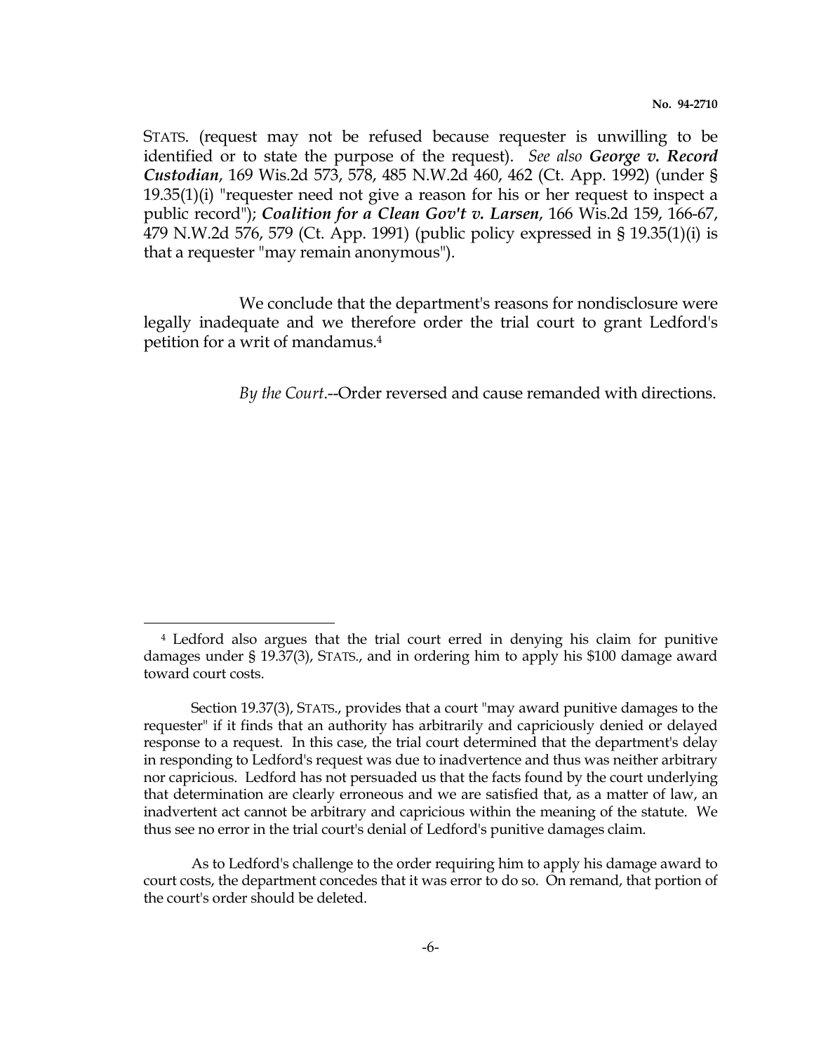STATS. (request may not be refused because requester is unwilling to be identified or to state the purpose of the request). *See also* ***George v. Record Custodian***, 169 Wis.2d 573, 578, 485 N.W.2d 460, 462 (Ct. App. 1992) (under § 19.35(1)(i) "requester need not give a reason for his or her request to inspect a public record"); ***Coalition for a Clean Gov't v. Larsen***, 166 Wis.2d 159, 166-67, 479 N.W.2d 576, 579 (Ct. App. 1991) (public policy expressed in § 19.35(1)(i) is that a requester "may remain anonymous").

We conclude that the department's reasons for nondisclosure were legally inadequate and we therefore order the trial court to grant Ledford's petition for a writ of mandamus.[4]

*By the Court*.--Order reversed and cause remanded with directions.

---

[4] Ledford also argues that the trial court erred in denying his claim for punitive damages under § 19.37(3), STATS., and in ordering him to apply his $100 damage award toward court costs.

Section 19.37(3), STATS., provides that a court "may award punitive damages to the requester" if it finds that an authority has arbitrarily and capriciously denied or delayed response to a request. In this case, the trial court determined that the department's delay in responding to Ledford's request was due to inadvertence and thus was neither arbitrary nor capricious. Ledford has not persuaded us that the facts found by the court underlying that determination are clearly erroneous and we are satisfied that, as a matter of law, an inadvertent act cannot be arbitrary and capricious within the meaning of the statute. We thus see no error in the trial court's denial of Ledford's punitive damages claim.

As to Ledford's challenge to the order requiring him to apply his damage award to court costs, the department concedes that it was error to do so. On remand, that portion of the court's order should be deleted.